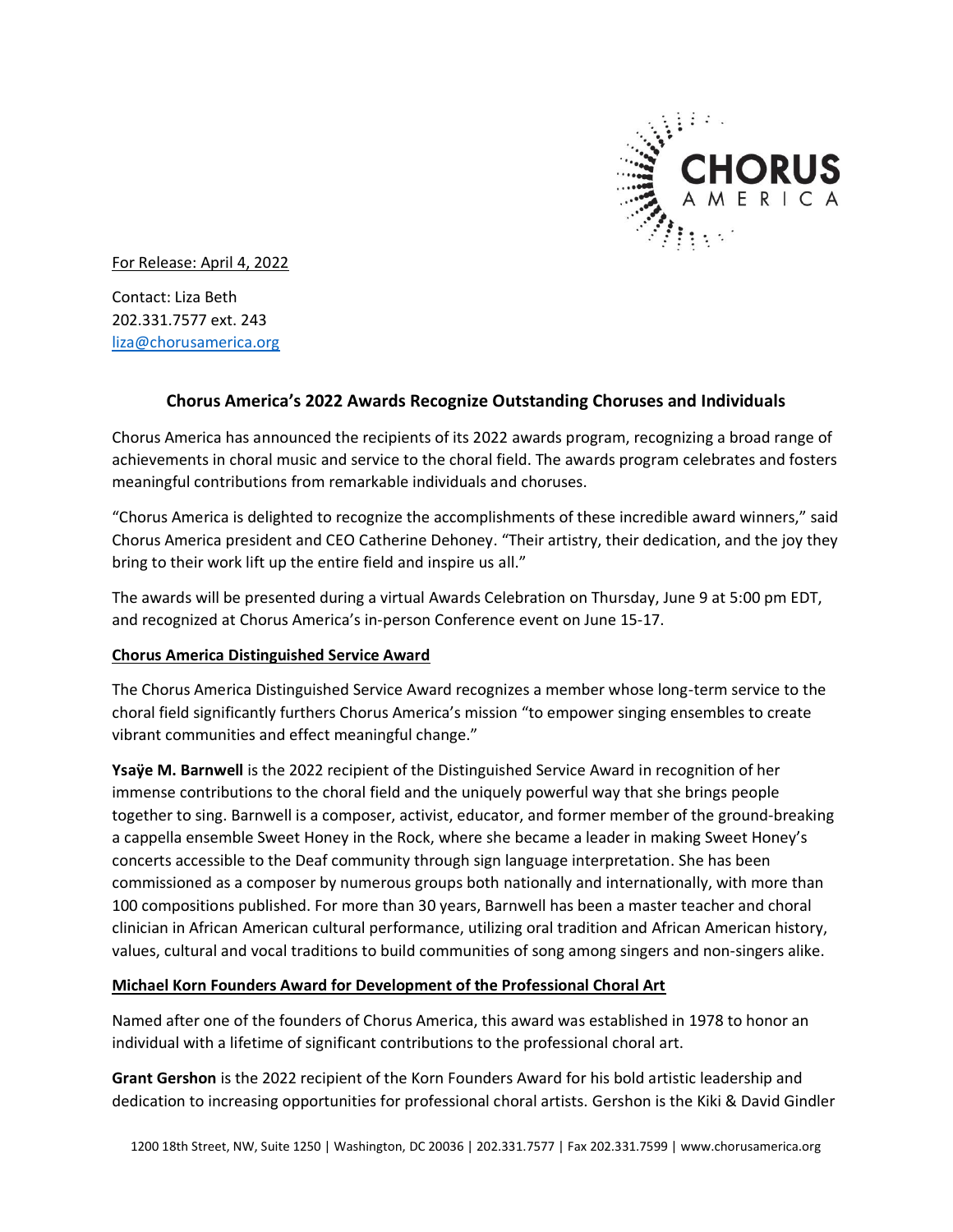For Release: April 4, 2022

Contact: Liza Beth
202.331.7577 ext. 243
liza@chorusamerica.org

## Chorus America's 2022 Awards Recognize Outstanding Choruses and Individuals

Chorus America has announced the recipients of its 2022 awards program, recognizing a broad range of achievements in choral music and service to the choral field. The awards program celebrates and fosters meaningful contributions from remarkable individuals and choruses.

"Chorus America is delighted to recognize the accomplishments of these incredible award winners," said Chorus America president and CEO Catherine Dehoney. "Their artistry, their dedication, and the joy they bring to their work lift up the entire field and inspire us all."

The awards will be presented during a virtual Awards Celebration on Thursday, June 9 at 5:00 pm EDT, and recognized at Chorus America's in-person Conference event on June 15-17.

### Chorus America Distinguished Service Award

The Chorus America Distinguished Service Award recognizes a member whose long-term service to the choral field significantly furthers Chorus America's mission "to empower singing ensembles to create vibrant communities and effect meaningful change."

**Ysaÿe M. Barnwell** is the 2022 recipient of the Distinguished Service Award in recognition of her immense contributions to the choral field and the uniquely powerful way that she brings people together to sing. Barnwell is a composer, activist, educator, and former member of the ground-breaking a cappella ensemble Sweet Honey in the Rock, where she became a leader in making Sweet Honey's concerts accessible to the Deaf community through sign language interpretation. She has been commissioned as a composer by numerous groups both nationally and internationally, with more than 100 compositions published. For more than 30 years, Barnwell has been a master teacher and choral clinician in African American cultural performance, utilizing oral tradition and African American history, values, cultural and vocal traditions to build communities of song among singers and non-singers alike.

### Michael Korn Founders Award for Development of the Professional Choral Art

Named after one of the founders of Chorus America, this award was established in 1978 to honor an individual with a lifetime of significant contributions to the professional choral art.

**Grant Gershon** is the 2022 recipient of the Korn Founders Award for his bold artistic leadership and dedication to increasing opportunities for professional choral artists. Gershon is the Kiki & David Gindler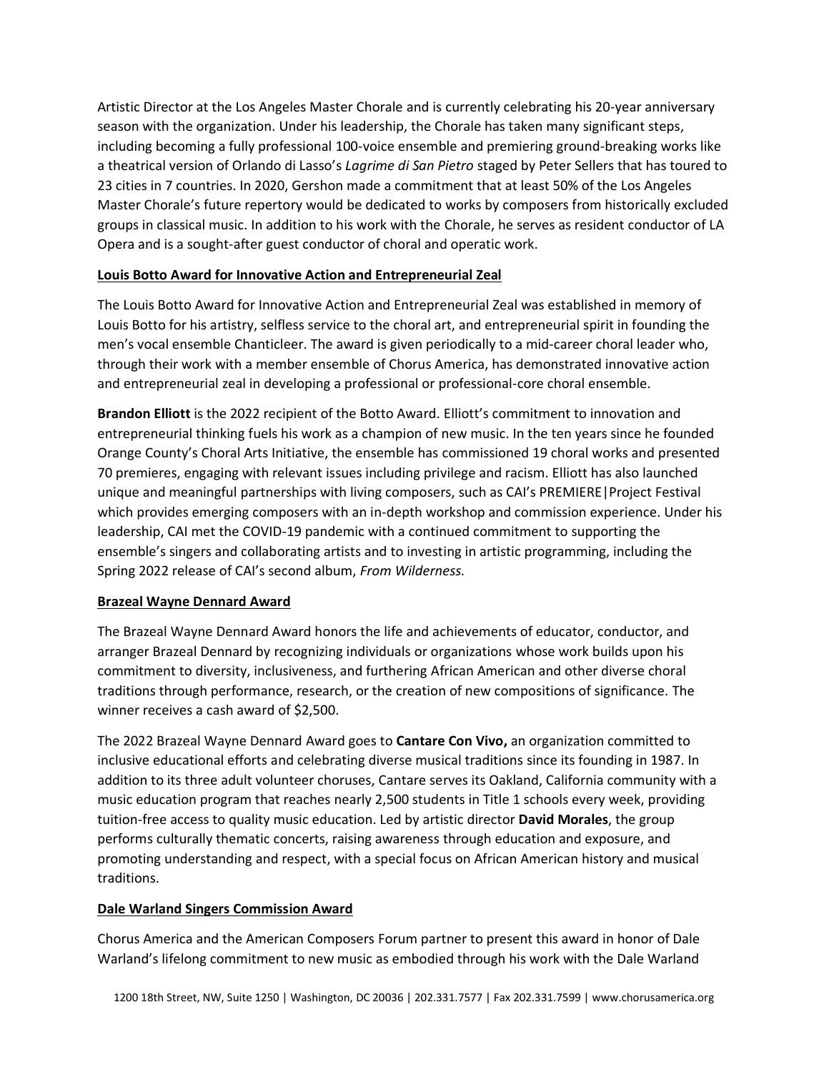Artistic Director at the Los Angeles Master Chorale and is currently celebrating his 20-year anniversary season with the organization. Under his leadership, the Chorale has taken many significant steps, including becoming a fully professional 100-voice ensemble and premiering ground-breaking works like a theatrical version of Orlando di Lasso's *Lagrime di San Pietro* staged by Peter Sellers that has toured to 23 cities in 7 countries. In 2020, Gershon made a commitment that at least 50% of the Los Angeles Master Chorale's future repertory would be dedicated to works by composers from historically excluded groups in classical music. In addition to his work with the Chorale, he serves as resident conductor of LA Opera and is a sought-after guest conductor of choral and operatic work.

**Louis Botto Award for Innovative Action and Entrepreneurial Zeal**

The Louis Botto Award for Innovative Action and Entrepreneurial Zeal was established in memory of Louis Botto for his artistry, selfless service to the choral art, and entrepreneurial spirit in founding the men's vocal ensemble Chanticleer. The award is given periodically to a mid-career choral leader who, through their work with a member ensemble of Chorus America, has demonstrated innovative action and entrepreneurial zeal in developing a professional or professional-core choral ensemble.

**Brandon Elliott** is the 2022 recipient of the Botto Award. Elliott's commitment to innovation and entrepreneurial thinking fuels his work as a champion of new music. In the ten years since he founded Orange County's Choral Arts Initiative, the ensemble has commissioned 19 choral works and presented 70 premieres, engaging with relevant issues including privilege and racism. Elliott has also launched unique and meaningful partnerships with living composers, such as CAI's PREMIERE|Project Festival which provides emerging composers with an in-depth workshop and commission experience. Under his leadership, CAI met the COVID-19 pandemic with a continued commitment to supporting the ensemble's singers and collaborating artists and to investing in artistic programming, including the Spring 2022 release of CAI's second album, *From Wilderness.*

**Brazeal Wayne Dennard Award**

The Brazeal Wayne Dennard Award honors the life and achievements of educator, conductor, and arranger Brazeal Dennard by recognizing individuals or organizations whose work builds upon his commitment to diversity, inclusiveness, and furthering African American and other diverse choral traditions through performance, research, or the creation of new compositions of significance. The winner receives a cash award of $2,500.

The 2022 Brazeal Wayne Dennard Award goes to **Cantare Con Vivo,** an organization committed to inclusive educational efforts and celebrating diverse musical traditions since its founding in 1987. In addition to its three adult volunteer choruses, Cantare serves its Oakland, California community with a music education program that reaches nearly 2,500 students in Title 1 schools every week, providing tuition-free access to quality music education. Led by artistic director **David Morales**, the group performs culturally thematic concerts, raising awareness through education and exposure, and promoting understanding and respect, with a special focus on African American history and musical traditions.

**Dale Warland Singers Commission Award**

Chorus America and the American Composers Forum partner to present this award in honor of Dale Warland's lifelong commitment to new music as embodied through his work with the Dale Warland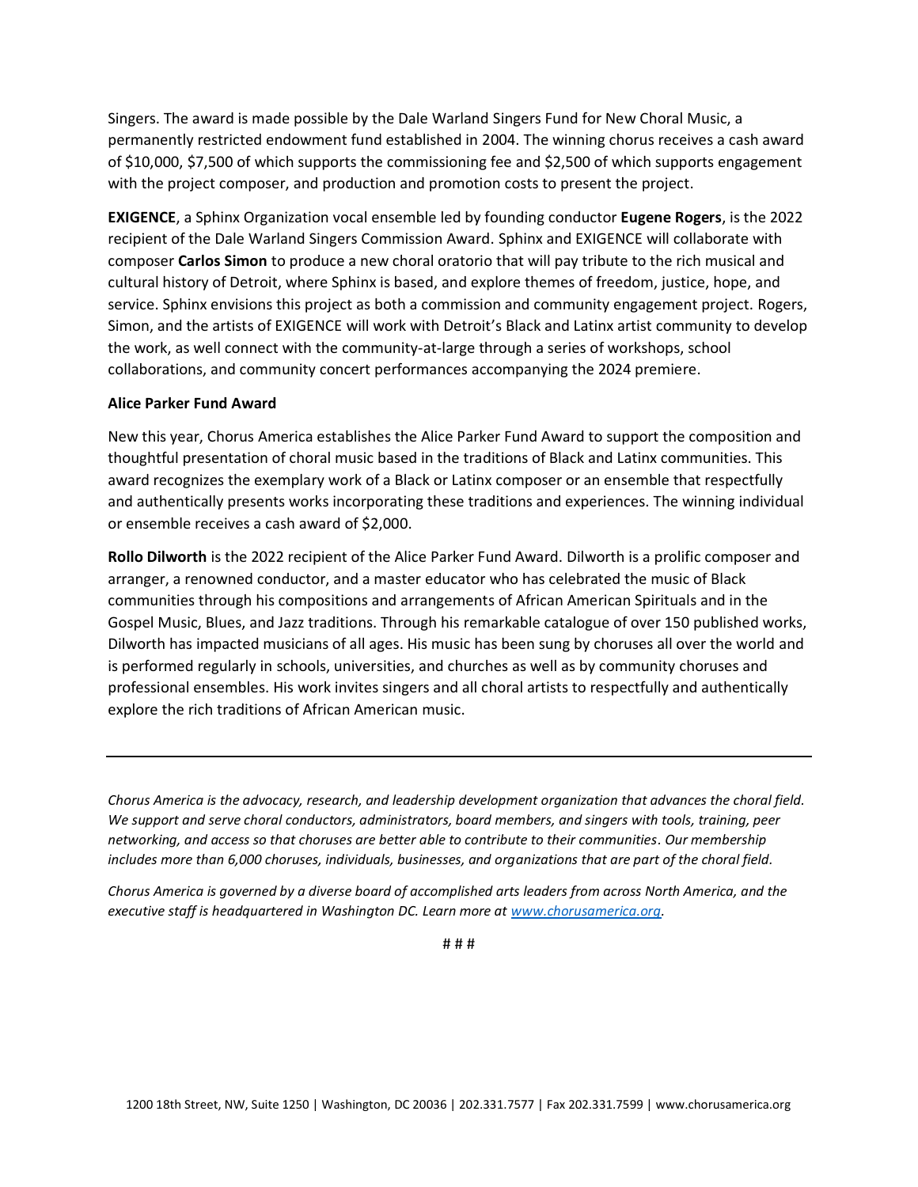Singers. The award is made possible by the Dale Warland Singers Fund for New Choral Music, a permanently restricted endowment fund established in 2004. The winning chorus receives a cash award of $10,000, $7,500 of which supports the commissioning fee and $2,500 of which supports engagement with the project composer, and production and promotion costs to present the project.

**EXIGENCE**, a Sphinx Organization vocal ensemble led by founding conductor **Eugene Rogers**, is the 2022 recipient of the Dale Warland Singers Commission Award. Sphinx and EXIGENCE will collaborate with composer **Carlos Simon** to produce a new choral oratorio that will pay tribute to the rich musical and cultural history of Detroit, where Sphinx is based, and explore themes of freedom, justice, hope, and service. Sphinx envisions this project as both a commission and community engagement project. Rogers, Simon, and the artists of EXIGENCE will work with Detroit's Black and Latinx artist community to develop the work, as well connect with the community-at-large through a series of workshops, school collaborations, and community concert performances accompanying the 2024 premiere.

**Alice Parker Fund Award**

New this year, Chorus America establishes the Alice Parker Fund Award to support the composition and thoughtful presentation of choral music based in the traditions of Black and Latinx communities. This award recognizes the exemplary work of a Black or Latinx composer or an ensemble that respectfully and authentically presents works incorporating these traditions and experiences. The winning individual or ensemble receives a cash award of $2,000.

**Rollo Dilworth** is the 2022 recipient of the Alice Parker Fund Award. Dilworth is a prolific composer and arranger, a renowned conductor, and a master educator who has celebrated the music of Black communities through his compositions and arrangements of African American Spirituals and in the Gospel Music, Blues, and Jazz traditions. Through his remarkable catalogue of over 150 published works, Dilworth has impacted musicians of all ages. His music has been sung by choruses all over the world and is performed regularly in schools, universities, and churches as well as by community choruses and professional ensembles. His work invites singers and all choral artists to respectfully and authentically explore the rich traditions of African American music.

---

*Chorus America is the advocacy, research, and leadership development organization that advances the choral field. We support and serve choral conductors, administrators, board members, and singers with tools, training, peer networking, and access so that choruses are better able to contribute to their communities. Our membership includes more than 6,000 choruses, individuals, businesses, and organizations that are part of the choral field.*

*Chorus America is governed by a diverse board of accomplished arts leaders from across North America, and the executive staff is headquartered in Washington DC. Learn more at [www.chorusamerica.org](http://www.chorusamerica.org).*

# # #

1200 18th Street, NW, Suite 1250 | Washington, DC 20036 | 202.331.7577 | Fax 202.331.7599 | www.chorusamerica.org